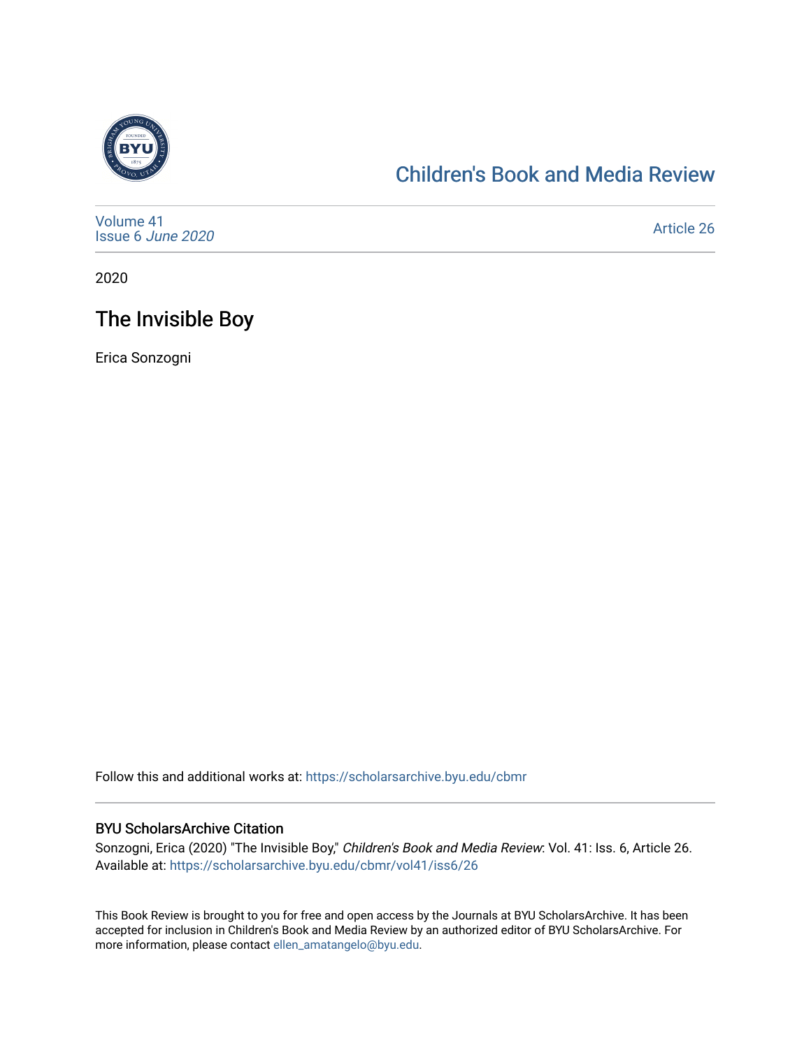Children's Book and Media Review

Volume 41
Issue 6 *June 2020*

Article 26

2020

# The Invisible Boy

Erica Sonzogni

Follow this and additional works at: https://scholarsarchive.byu.edu/cbmr

## BYU ScholarsArchive Citation

Sonzogni, Erica (2020) "The Invisible Boy," *Children's Book and Media Review*: Vol. 41: Iss. 6, Article 26.
Available at: https://scholarsarchive.byu.edu/cbmr/vol41/iss6/26

This Book Review is brought to you for free and open access by the Journals at BYU ScholarsArchive. It has been accepted for inclusion in Children's Book and Media Review by an authorized editor of BYU ScholarsArchive. For more information, please contact ellen_amatangelo@byu.edu.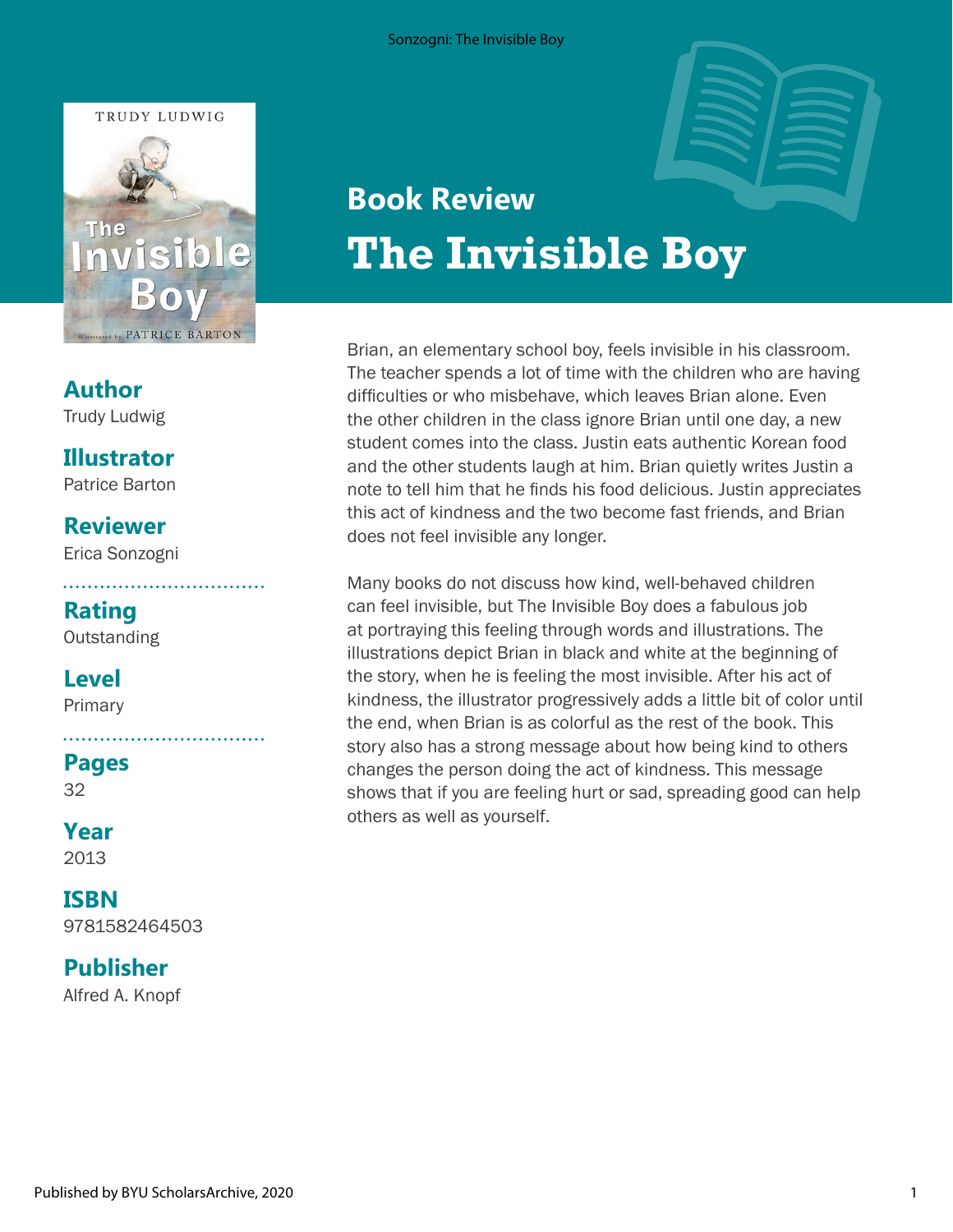# Book Review

# The Invisible Boy

## Author
Trudy Ludwig

## Illustrator
Patrice Barton

## Reviewer
Erica Sonzogni

## Rating
Outstanding

## Level
Primary

## Pages
32

## Year
2013

## ISBN
9781582464503

## Publisher
Alfred A. Knopf

Brian, an elementary school boy, feels invisible in his classroom. The teacher spends a lot of time with the children who are having difficulties or who misbehave, which leaves Brian alone. Even the other children in the class ignore Brian until one day, a new student comes into the class. Justin eats authentic Korean food and the other students laugh at him. Brian quietly writes Justin a note to tell him that he finds his food delicious. Justin appreciates this act of kindness and the two become fast friends, and Brian does not feel invisible any longer.

Many books do not discuss how kind, well-behaved children can feel invisible, but The Invisible Boy does a fabulous job at portraying this feeling through words and illustrations. The illustrations depict Brian in black and white at the beginning of the story, when he is feeling the most invisible. After his act of kindness, the illustrator progressively adds a little bit of color until the end, when Brian is as colorful as the rest of the book. This story also has a strong message about how being kind to others changes the person doing the act of kindness. This message shows that if you are feeling hurt or sad, spreading good can help others as well as yourself.